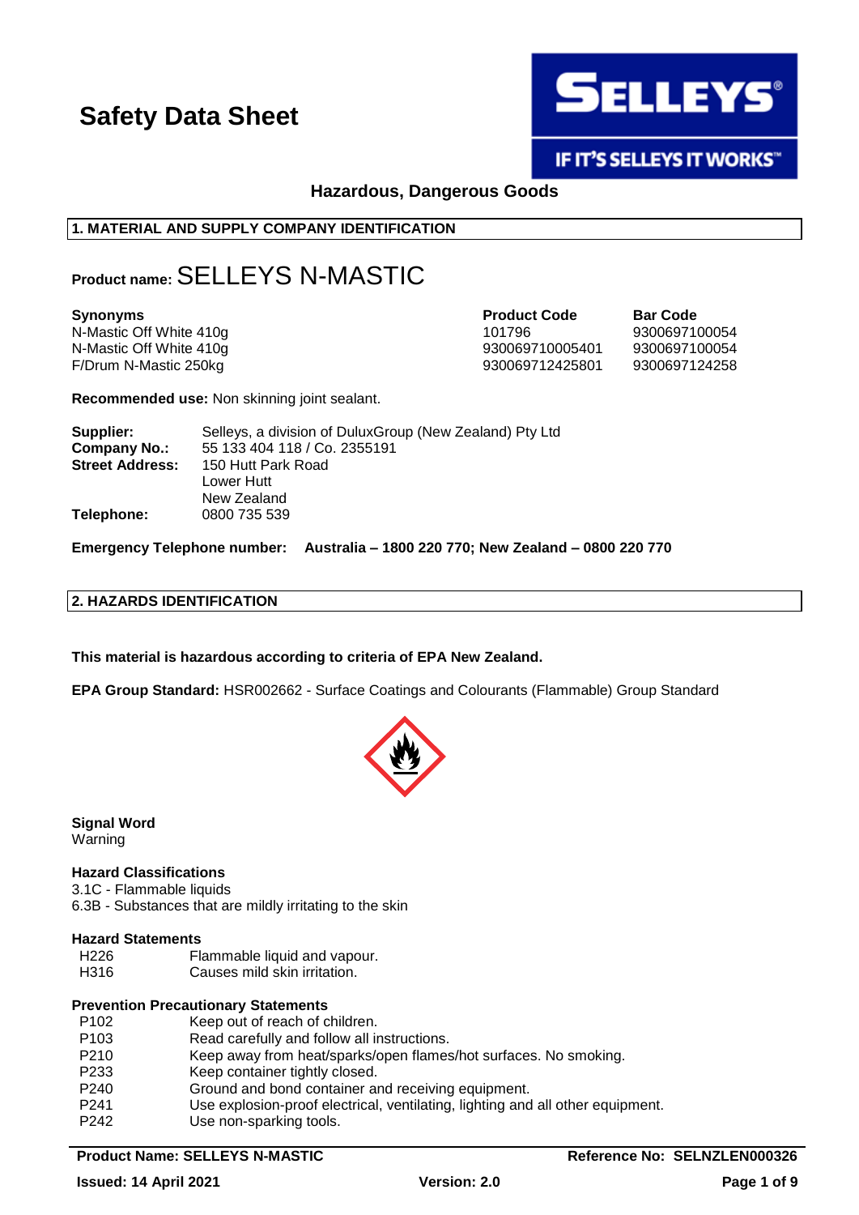# Safety Data Sheet

**Hazardous, Dangerous Goods**

## 1. MATERIAL AND SUPPLY COMPANY IDENTIFICATION

**Product name:** SELLEYS N-MASTIC

| Synonyms | Product Code | Bar Code |
|---|---|---|
| N-Mastic Off White 410g | 101796 | 9300697100054 |
| N-Mastic Off White 410g | 930069710005401 | 9300697100054 |
| F/Drum N-Mastic 250kg | 930069712425801 | 9300697124258 |

**Recommended use:** Non skinning joint sealant.

**Supplier:** Selleys, a division of DuluxGroup (New Zealand) Pty Ltd
**Company No.:** 55 133 404 118 / Co. 2355191
**Street Address:** 150 Hutt Park Road
Lower Hutt
New Zealand
**Telephone:** 0800 735 539

**Emergency Telephone number: Australia – 1800 220 770; New Zealand – 0800 220 770**

## 2. HAZARDS IDENTIFICATION

**This material is hazardous according to criteria of EPA New Zealand.**

**EPA Group Standard:** HSR002662 - Surface Coatings and Colourants (Flammable) Group Standard

**Signal Word**
Warning

**Hazard Classifications**
3.1C - Flammable liquids
6.3B - Substances that are mildly irritating to the skin

**Hazard Statements**

| | |
|---|---|
| H226 | Flammable liquid and vapour. |
| H316 | Causes mild skin irritation. |

**Prevention Precautionary Statements**

| | |
|---|---|
| P102 | Keep out of reach of children. |
| P103 | Read carefully and follow all instructions. |
| P210 | Keep away from heat/sparks/open flames/hot surfaces. No smoking. |
| P233 | Keep container tightly closed. |
| P240 | Ground and bond container and receiving equipment. |
| P241 | Use explosion-proof electrical, ventilating, lighting and all other equipment. |
| P242 | Use non-sparking tools. |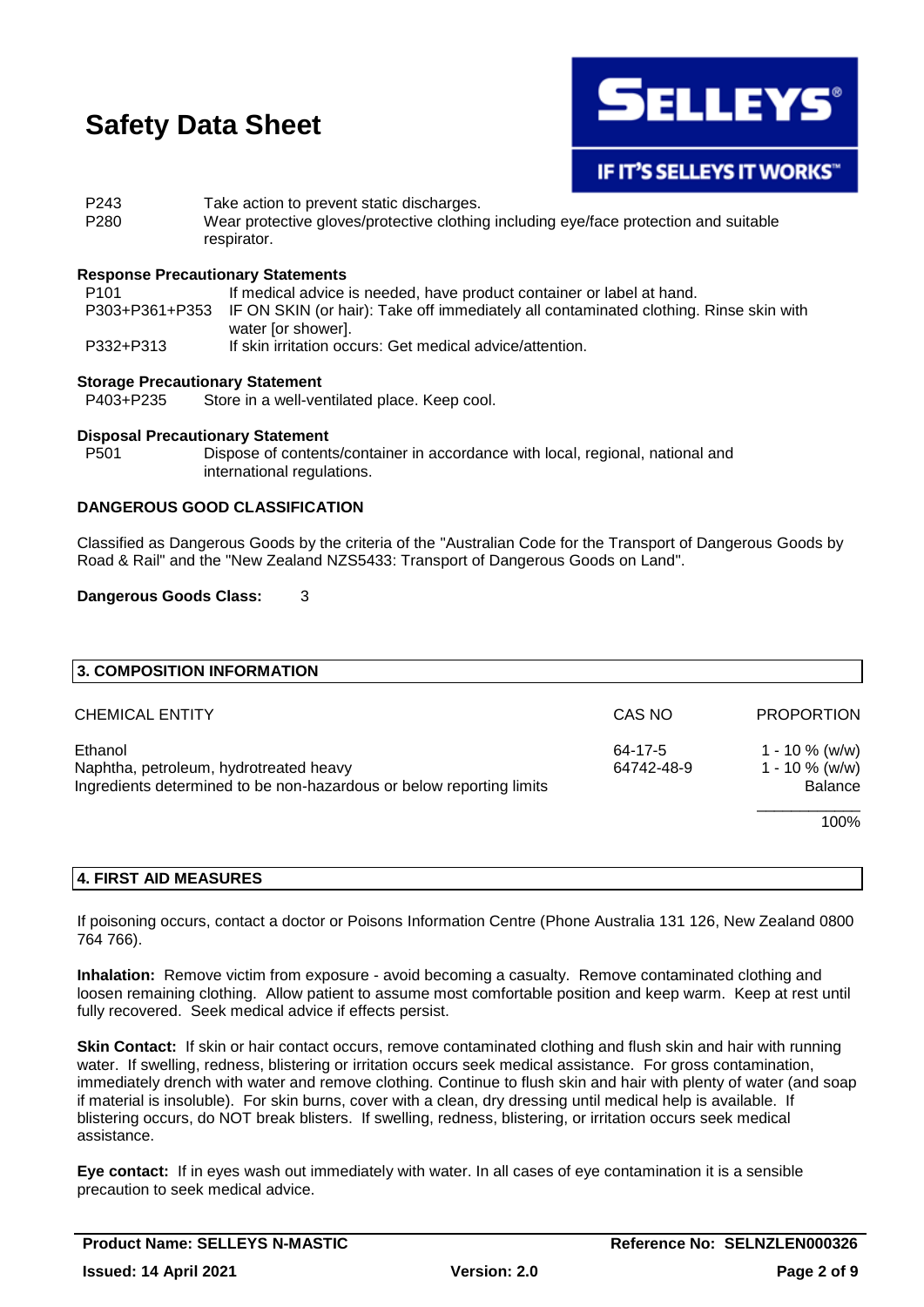P243 Take action to prevent static discharges.
P280 Wear protective gloves/protective clothing including eye/face protection and suitable respirator.

**Response Precautionary Statements**

P101 If medical advice is needed, have product container or label at hand.
P303+P361+P353 IF ON SKIN (or hair): Take off immediately all contaminated clothing. Rinse skin with water [or shower].
P332+P313 If skin irritation occurs: Get medical advice/attention.

**Storage Precautionary Statement**

P403+P235 Store in a well-ventilated place. Keep cool.

**Disposal Precautionary Statement**

P501 Dispose of contents/container in accordance with local, regional, national and international regulations.

**DANGEROUS GOOD CLASSIFICATION**

Classified as Dangerous Goods by the criteria of the "Australian Code for the Transport of Dangerous Goods by Road & Rail" and the "New Zealand NZS5433: Transport of Dangerous Goods on Land".

**Dangerous Goods Class:** 3

## 3. COMPOSITION INFORMATION

| CHEMICAL ENTITY | CAS NO | PROPORTION |
|---|---|---|
| Ethanol | 64-17-5 | 1 - 10 % (w/w) |
| Naphtha, petroleum, hydrotreated heavy | 64742-48-9 | 1 - 10 % (w/w) |
| Ingredients determined to be non-hazardous or below reporting limits | | Balance |
| | | 100% |

## 4. FIRST AID MEASURES

If poisoning occurs, contact a doctor or Poisons Information Centre (Phone Australia 131 126, New Zealand 0800 764 766).

**Inhalation:** Remove victim from exposure - avoid becoming a casualty. Remove contaminated clothing and loosen remaining clothing. Allow patient to assume most comfortable position and keep warm. Keep at rest until fully recovered. Seek medical advice if effects persist.

**Skin Contact:** If skin or hair contact occurs, remove contaminated clothing and flush skin and hair with running water. If swelling, redness, blistering or irritation occurs seek medical assistance. For gross contamination, immediately drench with water and remove clothing. Continue to flush skin and hair with plenty of water (and soap if material is insoluble). For skin burns, cover with a clean, dry dressing until medical help is available. If blistering occurs, do NOT break blisters. If swelling, redness, blistering, or irritation occurs seek medical assistance.

**Eye contact:** If in eyes wash out immediately with water. In all cases of eye contamination it is a sensible precaution to seek medical advice.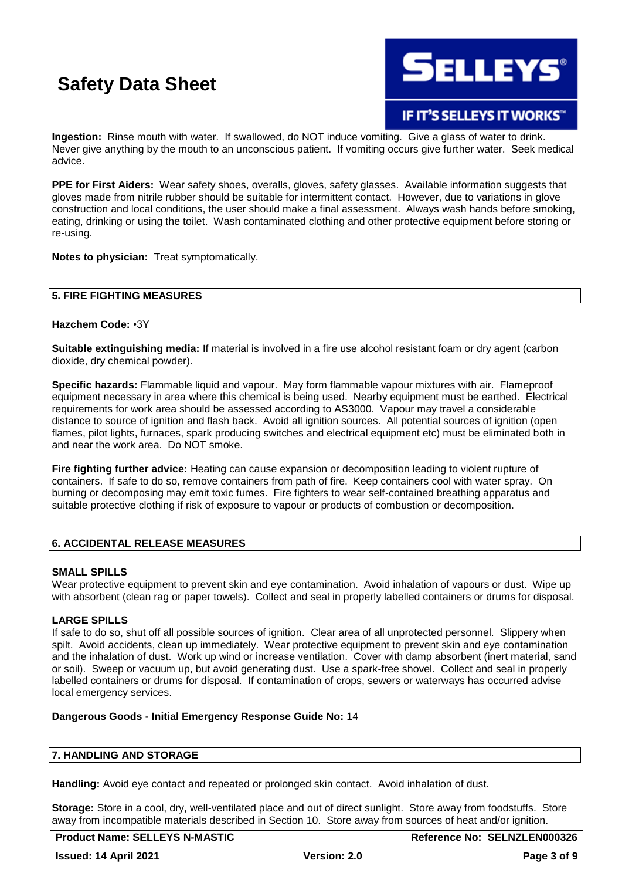**Ingestion:** Rinse mouth with water. If swallowed, do NOT induce vomiting. Give a glass of water to drink. Never give anything by the mouth to an unconscious patient. If vomiting occurs give further water. Seek medical advice.

**PPE for First Aiders:** Wear safety shoes, overalls, gloves, safety glasses. Available information suggests that gloves made from nitrile rubber should be suitable for intermittent contact. However, due to variations in glove construction and local conditions, the user should make a final assessment. Always wash hands before smoking, eating, drinking or using the toilet. Wash contaminated clothing and other protective equipment before storing or re-using.

**Notes to physician:** Treat symptomatically.

## 5. FIRE FIGHTING MEASURES

**Hazchem Code:** •3Y

**Suitable extinguishing media:** If material is involved in a fire use alcohol resistant foam or dry agent (carbon dioxide, dry chemical powder).

**Specific hazards:** Flammable liquid and vapour. May form flammable vapour mixtures with air. Flameproof equipment necessary in area where this chemical is being used. Nearby equipment must be earthed. Electrical requirements for work area should be assessed according to AS3000. Vapour may travel a considerable distance to source of ignition and flash back. Avoid all ignition sources. All potential sources of ignition (open flames, pilot lights, furnaces, spark producing switches and electrical equipment etc) must be eliminated both in and near the work area. Do NOT smoke.

**Fire fighting further advice:** Heating can cause expansion or decomposition leading to violent rupture of containers. If safe to do so, remove containers from path of fire. Keep containers cool with water spray. On burning or decomposing may emit toxic fumes. Fire fighters to wear self-contained breathing apparatus and suitable protective clothing if risk of exposure to vapour or products of combustion or decomposition.

## 6. ACCIDENTAL RELEASE MEASURES

**SMALL SPILLS**
Wear protective equipment to prevent skin and eye contamination. Avoid inhalation of vapours or dust. Wipe up with absorbent (clean rag or paper towels). Collect and seal in properly labelled containers or drums for disposal.

**LARGE SPILLS**
If safe to do so, shut off all possible sources of ignition. Clear area of all unprotected personnel. Slippery when spilt. Avoid accidents, clean up immediately. Wear protective equipment to prevent skin and eye contamination and the inhalation of dust. Work up wind or increase ventilation. Cover with damp absorbent (inert material, sand or soil). Sweep or vacuum up, but avoid generating dust. Use a spark-free shovel. Collect and seal in properly labelled containers or drums for disposal. If contamination of crops, sewers or waterways has occurred advise local emergency services.

**Dangerous Goods - Initial Emergency Response Guide No:** 14

## 7. HANDLING AND STORAGE

**Handling:** Avoid eye contact and repeated or prolonged skin contact. Avoid inhalation of dust.

**Storage:** Store in a cool, dry, well-ventilated place and out of direct sunlight. Store away from foodstuffs. Store away from incompatible materials described in Section 10. Store away from sources of heat and/or ignition.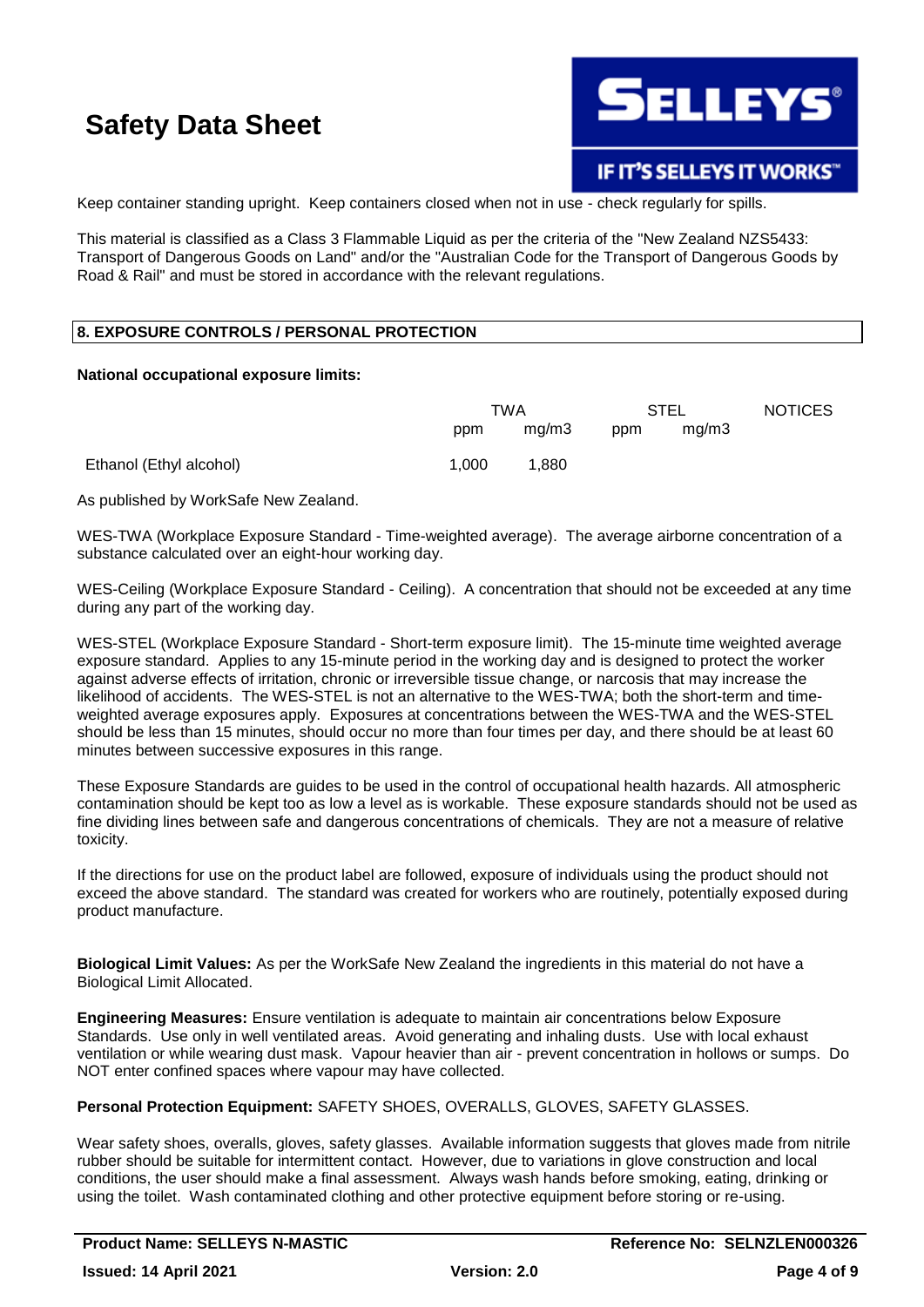Keep container standing upright. Keep containers closed when not in use - check regularly for spills.

This material is classified as a Class 3 Flammable Liquid as per the criteria of the "New Zealand NZS5433: Transport of Dangerous Goods on Land" and/or the "Australian Code for the Transport of Dangerous Goods by Road & Rail" and must be stored in accordance with the relevant regulations.

## 8. EXPOSURE CONTROLS / PERSONAL PROTECTION

**National occupational exposure limits:**

| | TWA | | STEL | | NOTICES |
|---|---|---|---|---|---|
| | ppm | mg/m3 | ppm | mg/m3 | |
| Ethanol (Ethyl alcohol) | 1,000 | 1,880 | | | |

As published by WorkSafe New Zealand.

WES-TWA (Workplace Exposure Standard - Time-weighted average). The average airborne concentration of a substance calculated over an eight-hour working day.

WES-Ceiling (Workplace Exposure Standard - Ceiling). A concentration that should not be exceeded at any time during any part of the working day.

WES-STEL (Workplace Exposure Standard - Short-term exposure limit). The 15-minute time weighted average exposure standard. Applies to any 15-minute period in the working day and is designed to protect the worker against adverse effects of irritation, chronic or irreversible tissue change, or narcosis that may increase the likelihood of accidents. The WES-STEL is not an alternative to the WES-TWA; both the short-term and time-weighted average exposures apply. Exposures at concentrations between the WES-TWA and the WES-STEL should be less than 15 minutes, should occur no more than four times per day, and there should be at least 60 minutes between successive exposures in this range.

These Exposure Standards are guides to be used in the control of occupational health hazards. All atmospheric contamination should be kept too as low a level as is workable. These exposure standards should not be used as fine dividing lines between safe and dangerous concentrations of chemicals. They are not a measure of relative toxicity.

If the directions for use on the product label are followed, exposure of individuals using the product should not exceed the above standard. The standard was created for workers who are routinely, potentially exposed during product manufacture.

**Biological Limit Values:** As per the WorkSafe New Zealand the ingredients in this material do not have a Biological Limit Allocated.

**Engineering Measures:** Ensure ventilation is adequate to maintain air concentrations below Exposure Standards. Use only in well ventilated areas. Avoid generating and inhaling dusts. Use with local exhaust ventilation or while wearing dust mask. Vapour heavier than air - prevent concentration in hollows or sumps. Do NOT enter confined spaces where vapour may have collected.

**Personal Protection Equipment:** SAFETY SHOES, OVERALLS, GLOVES, SAFETY GLASSES.

Wear safety shoes, overalls, gloves, safety glasses. Available information suggests that gloves made from nitrile rubber should be suitable for intermittent contact. However, due to variations in glove construction and local conditions, the user should make a final assessment. Always wash hands before smoking, eating, drinking or using the toilet. Wash contaminated clothing and other protective equipment before storing or re-using.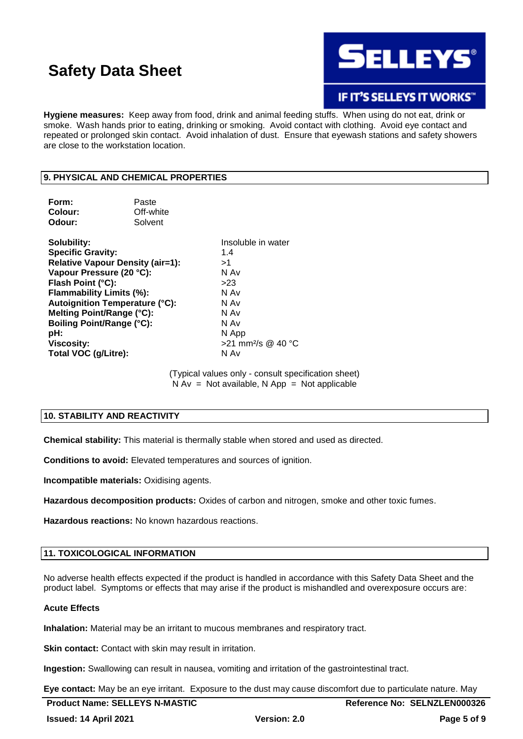**Hygiene measures:** Keep away from food, drink and animal feeding stuffs. When using do not eat, drink or smoke. Wash hands prior to eating, drinking or smoking. Avoid contact with clothing. Avoid eye contact and repeated or prolonged skin contact. Avoid inhalation of dust. Ensure that eyewash stations and safety showers are close to the workstation location.

## 9. PHYSICAL AND CHEMICAL PROPERTIES

| | |
|---|---|
| **Form:** | Paste |
| **Colour:** | Off-white |
| **Odour:** | Solvent |

| | |
|---|---|
| **Solubility:** | Insoluble in water |
| **Specific Gravity:** | 1.4 |
| **Relative Vapour Density (air=1):** | >1 |
| **Vapour Pressure (20 °C):** | N Av |
| **Flash Point (°C):** | >23 |
| **Flammability Limits (%):** | N Av |
| **Autoignition Temperature (°C):** | N Av |
| **Melting Point/Range (°C):** | N Av |
| **Boiling Point/Range (°C):** | N Av |
| **pH:** | N App |
| **Viscosity:** | >21 $mm^2/s$ @ 40 °C |
| **Total VOC (g/Litre):** | N Av |

(Typical values only - consult specification sheet)
N Av = Not available, N App = Not applicable

## 10. STABILITY AND REACTIVITY

**Chemical stability:** This material is thermally stable when stored and used as directed.

**Conditions to avoid:** Elevated temperatures and sources of ignition.

**Incompatible materials:** Oxidising agents.

**Hazardous decomposition products:** Oxides of carbon and nitrogen, smoke and other toxic fumes.

**Hazardous reactions:** No known hazardous reactions.

## 11. TOXICOLOGICAL INFORMATION

No adverse health effects expected if the product is handled in accordance with this Safety Data Sheet and the product label. Symptoms or effects that may arise if the product is mishandled and overexposure occurs are:

**Acute Effects**

**Inhalation:** Material may be an irritant to mucous membranes and respiratory tract.

**Skin contact:** Contact with skin may result in irritation.

**Ingestion:** Swallowing can result in nausea, vomiting and irritation of the gastrointestinal tract.

**Eye contact:** May be an eye irritant. Exposure to the dust may cause discomfort due to particulate nature. May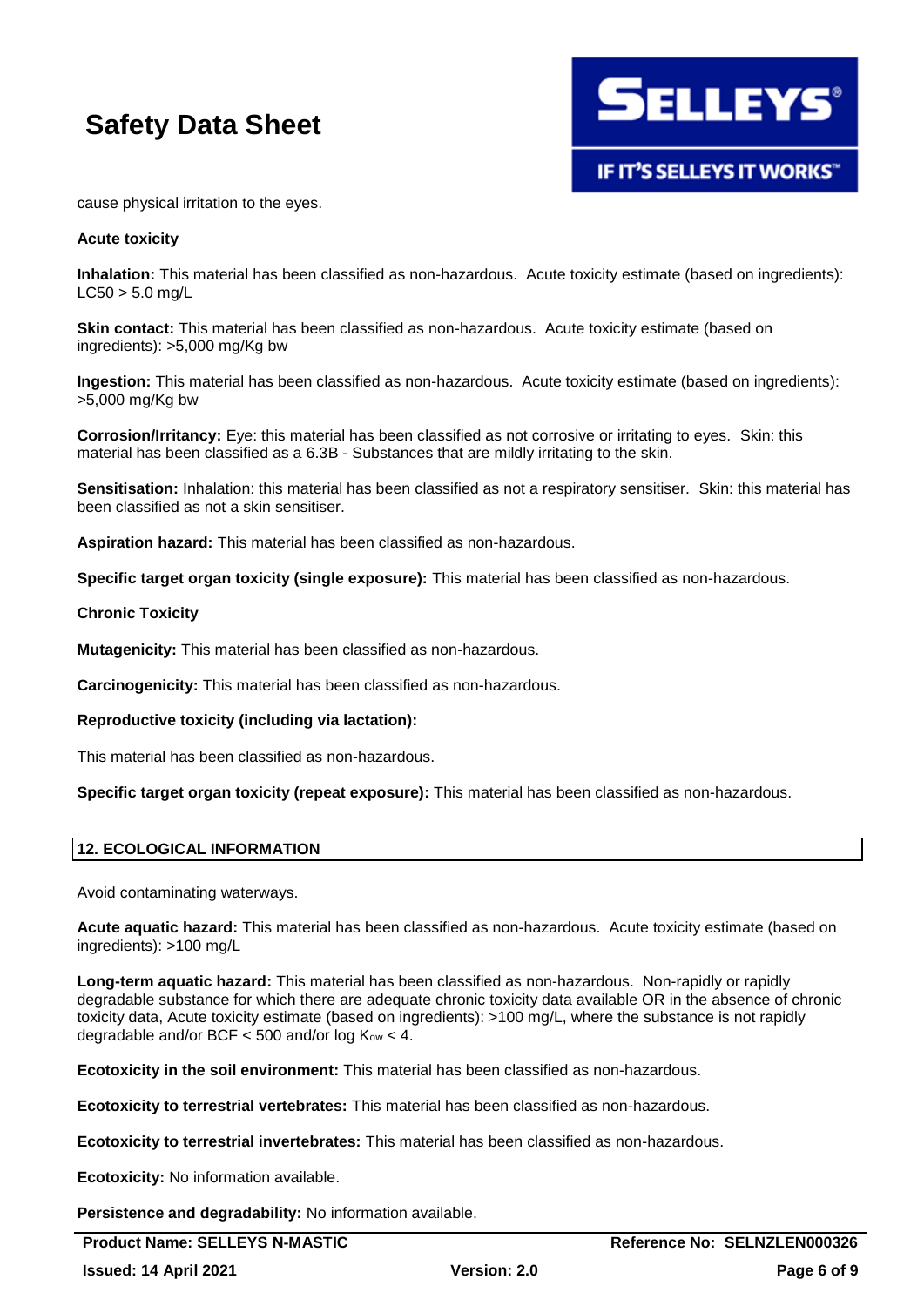cause physical irritation to the eyes.

**Acute toxicity**

**Inhalation:** This material has been classified as non-hazardous. Acute toxicity estimate (based on ingredients): LC50 > 5.0 mg/L

**Skin contact:** This material has been classified as non-hazardous. Acute toxicity estimate (based on ingredients): >5,000 mg/Kg bw

**Ingestion:** This material has been classified as non-hazardous. Acute toxicity estimate (based on ingredients): >5,000 mg/Kg bw

**Corrosion/Irritancy:** Eye: this material has been classified as not corrosive or irritating to eyes. Skin: this material has been classified as a 6.3B - Substances that are mildly irritating to the skin.

**Sensitisation:** Inhalation: this material has been classified as not a respiratory sensitiser. Skin: this material has been classified as not a skin sensitiser.

**Aspiration hazard:** This material has been classified as non-hazardous.

**Specific target organ toxicity (single exposure):** This material has been classified as non-hazardous.

**Chronic Toxicity**

**Mutagenicity:** This material has been classified as non-hazardous.

**Carcinogenicity:** This material has been classified as non-hazardous.

**Reproductive toxicity (including via lactation):**

This material has been classified as non-hazardous.

**Specific target organ toxicity (repeat exposure):** This material has been classified as non-hazardous.

## 12. ECOLOGICAL INFORMATION

Avoid contaminating waterways.

**Acute aquatic hazard:** This material has been classified as non-hazardous. Acute toxicity estimate (based on ingredients): >100 mg/L

**Long-term aquatic hazard:** This material has been classified as non-hazardous. Non-rapidly or rapidly degradable substance for which there are adequate chronic toxicity data available OR in the absence of chronic toxicity data, Acute toxicity estimate (based on ingredients): >100 mg/L, where the substance is not rapidly degradable and/or BCF < 500 and/or log $K_{ow}$ < 4.

**Ecotoxicity in the soil environment:** This material has been classified as non-hazardous.

**Ecotoxicity to terrestrial vertebrates:** This material has been classified as non-hazardous.

**Ecotoxicity to terrestrial invertebrates:** This material has been classified as non-hazardous.

**Ecotoxicity:** No information available.

**Persistence and degradability:** No information available.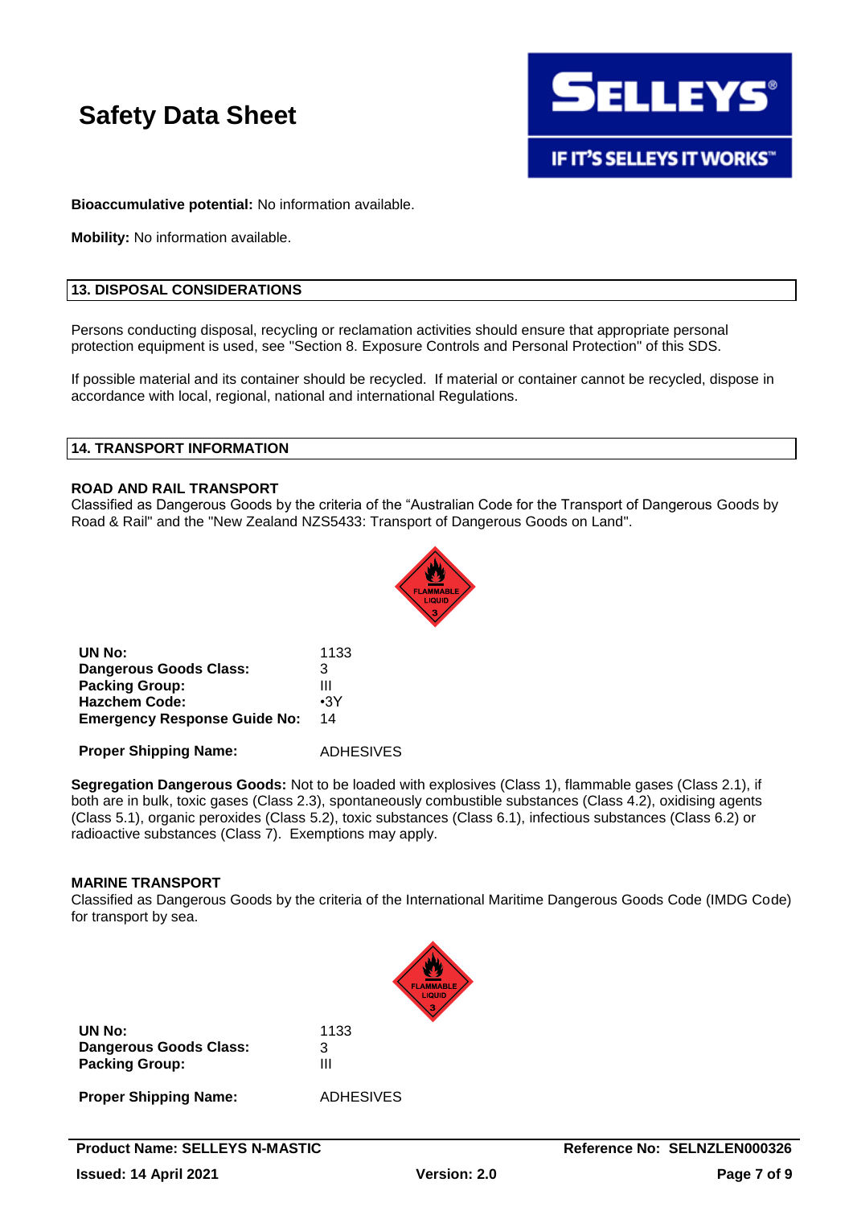**Bioaccumulative potential:** No information available.

**Mobility:** No information available.

## 13. DISPOSAL CONSIDERATIONS

Persons conducting disposal, recycling or reclamation activities should ensure that appropriate personal protection equipment is used, see "Section 8. Exposure Controls and Personal Protection" of this SDS.

If possible material and its container should be recycled. If material or container cannot be recycled, dispose in accordance with local, regional, national and international Regulations.

## 14. TRANSPORT INFORMATION

### ROAD AND RAIL TRANSPORT

Classified as Dangerous Goods by the criteria of the "Australian Code for the Transport of Dangerous Goods by Road & Rail" and the "New Zealand NZS5433: Transport of Dangerous Goods on Land".

**UN No:** 1133
**Dangerous Goods Class:** 3
**Packing Group:** III
**Hazchem Code:** •3Y
**Emergency Response Guide No:** 14

**Proper Shipping Name:** ADHESIVES

**Segregation Dangerous Goods:** Not to be loaded with explosives (Class 1), flammable gases (Class 2.1), if both are in bulk, toxic gases (Class 2.3), spontaneously combustible substances (Class 4.2), oxidising agents (Class 5.1), organic peroxides (Class 5.2), toxic substances (Class 6.1), infectious substances (Class 6.2) or radioactive substances (Class 7). Exemptions may apply.

### MARINE TRANSPORT

Classified as Dangerous Goods by the criteria of the International Maritime Dangerous Goods Code (IMDG Code) for transport by sea.

**UN No:** 1133
**Dangerous Goods Class:** 3
**Packing Group:** III

**Proper Shipping Name:** ADHESIVES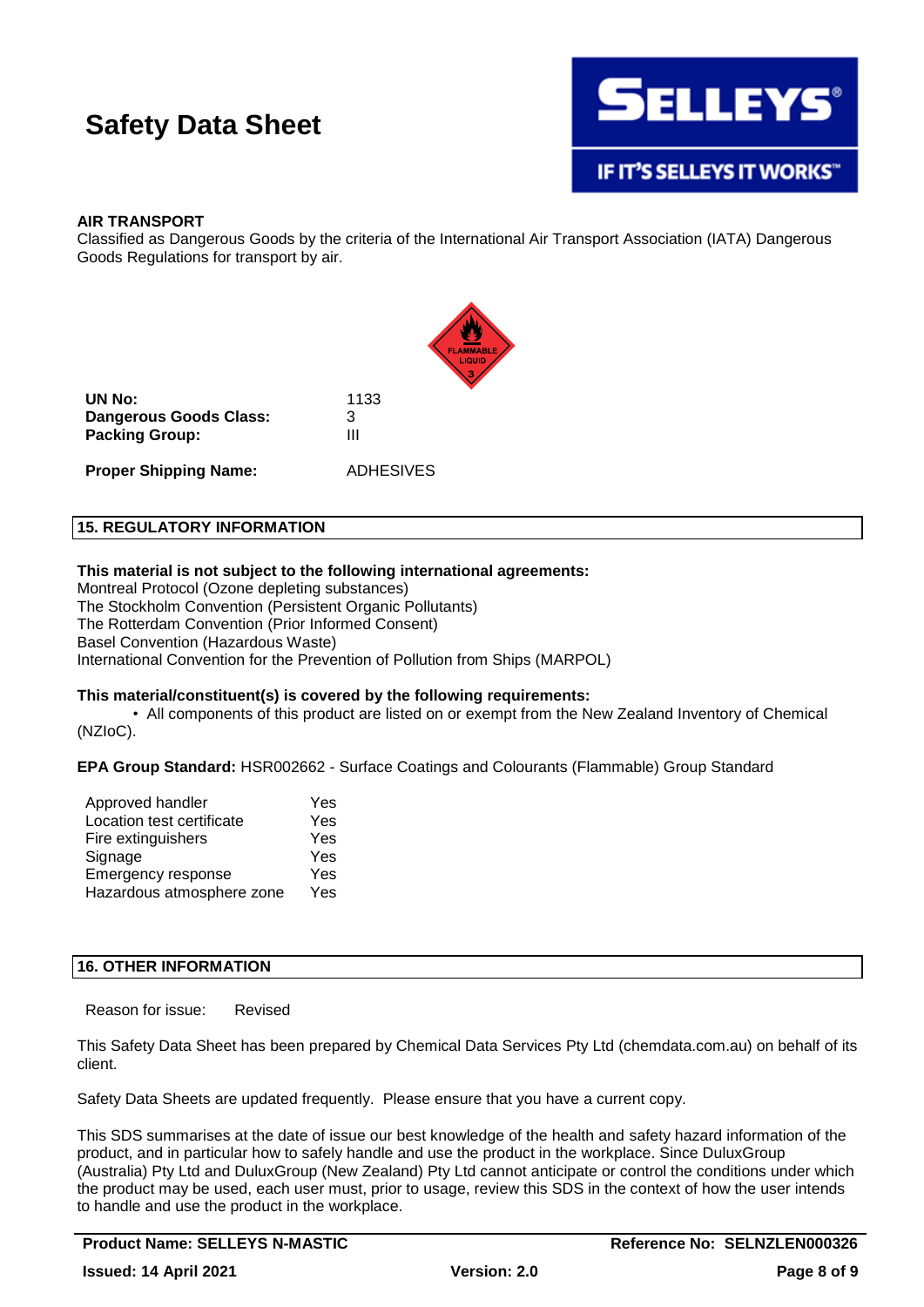### AIR TRANSPORT

Classified as Dangerous Goods by the criteria of the International Air Transport Association (IATA) Dangerous Goods Regulations for transport by air.

| | |
|---|---|
| **UN No:** | 1133 |
| **Dangerous Goods Class:** | 3 |
| **Packing Group:** | III |
| **Proper Shipping Name:** | ADHESIVES |

## 15. REGULATORY INFORMATION

**This material is not subject to the following international agreements:**

Montreal Protocol (Ozone depleting substances)
The Stockholm Convention (Persistent Organic Pollutants)
The Rotterdam Convention (Prior Informed Consent)
Basel Convention (Hazardous Waste)
International Convention for the Prevention of Pollution from Ships (MARPOL)

**This material/constituent(s) is covered by the following requirements:**

• All components of this product are listed on or exempt from the New Zealand Inventory of Chemical (NZIoC).

**EPA Group Standard:** HSR002662 - Surface Coatings and Colourants (Flammable) Group Standard

| | |
|---|---|
| Approved handler | Yes |
| Location test certificate | Yes |
| Fire extinguishers | Yes |
| Signage | Yes |
| Emergency response | Yes |
| Hazardous atmosphere zone | Yes |

## 16. OTHER INFORMATION

Reason for issue: Revised

This Safety Data Sheet has been prepared by Chemical Data Services Pty Ltd (chemdata.com.au) on behalf of its client.

Safety Data Sheets are updated frequently. Please ensure that you have a current copy.

This SDS summarises at the date of issue our best knowledge of the health and safety hazard information of the product, and in particular how to safely handle and use the product in the workplace. Since DuluxGroup (Australia) Pty Ltd and DuluxGroup (New Zealand) Pty Ltd cannot anticipate or control the conditions under which the product may be used, each user must, prior to usage, review this SDS in the context of how the user intends to handle and use the product in the workplace.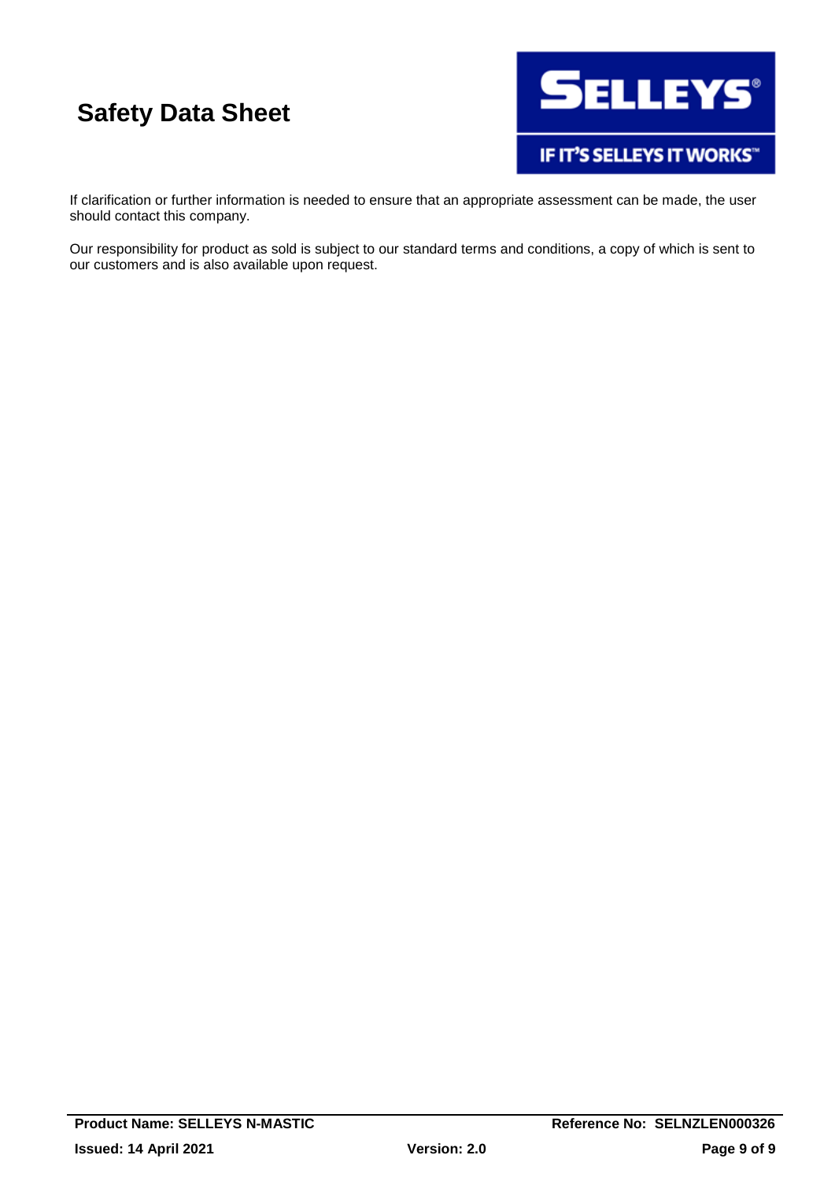If clarification or further information is needed to ensure that an appropriate assessment can be made, the user should contact this company.

Our responsibility for product as sold is subject to our standard terms and conditions, a copy of which is sent to our customers and is also available upon request.